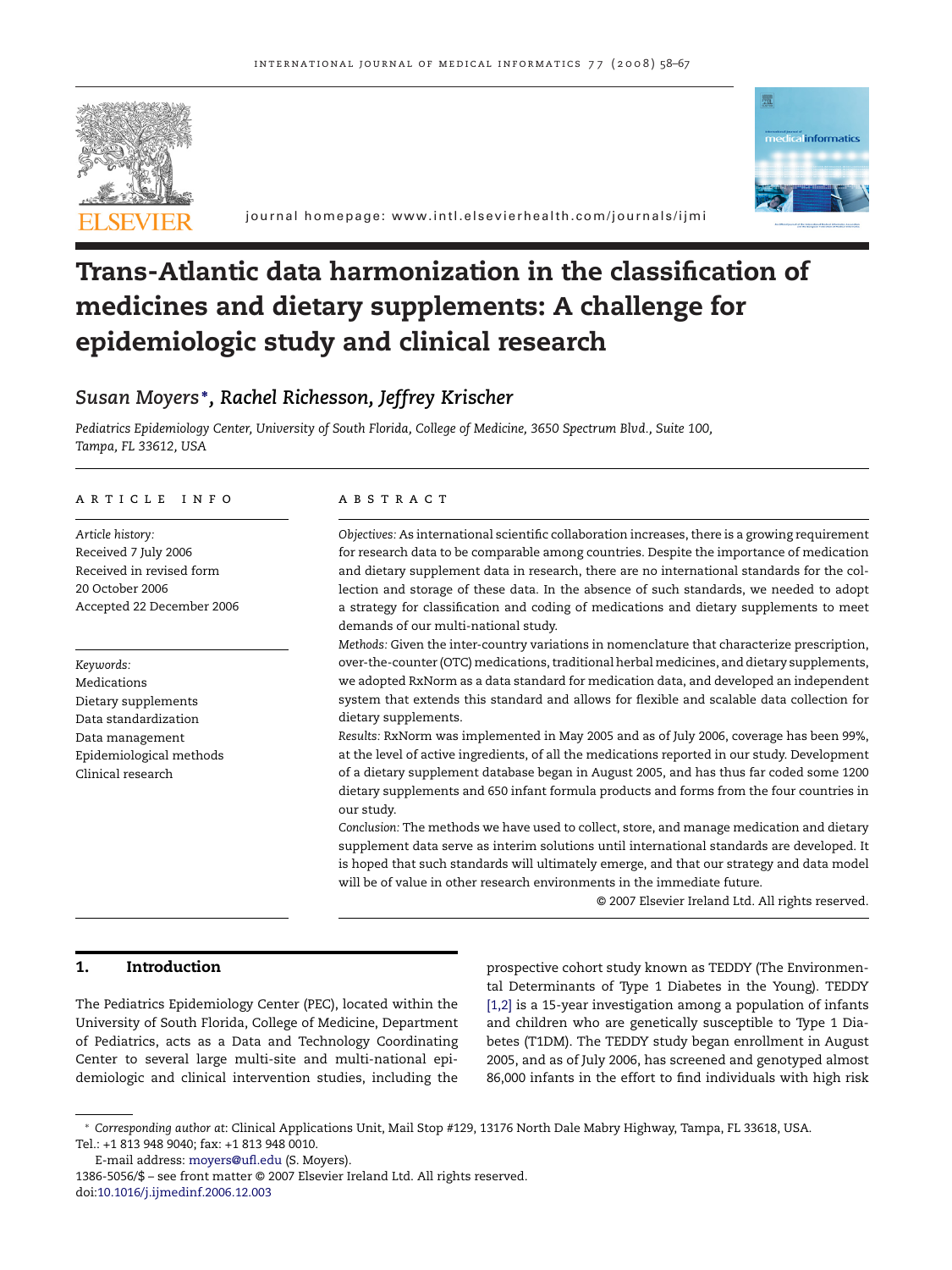# Trans-Atlantic data harmonization in the classification of medicines and dietary supplements: A challenge for epidemiologic study and clinical research

*Susan Moyers*\*, *Rachel Richesson, Jeffrey Krischer*

*Pediatrics Epidemiology Center, University of South Florida, College of Medicine, 3650 Spectrum Blvd., Suite 100, Tampa, FL 33612, USA*

## ARTICLE INFO

*Article history:*
Received 7 July 2006
Received in revised form
20 October 2006
Accepted 22 December 2006

*Keywords:*
Medications
Dietary supplements
Data standardization
Data management
Epidemiological methods
Clinical research

## ABSTRACT

*Objectives:* As international scientific collaboration increases, there is a growing requirement for research data to be comparable among countries. Despite the importance of medication and dietary supplement data in research, there are no international standards for the collection and storage of these data. In the absence of such standards, we needed to adopt a strategy for classification and coding of medications and dietary supplements to meet demands of our multi-national study.

*Methods:* Given the inter-country variations in nomenclature that characterize prescription, over-the-counter (OTC) medications, traditional herbal medicines, and dietary supplements, we adopted RxNorm as a data standard for medication data, and developed an independent system that extends this standard and allows for flexible and scalable data collection for dietary supplements.

*Results:* RxNorm was implemented in May 2005 and as of July 2006, coverage has been 99%, at the level of active ingredients, of all the medications reported in our study. Development of a dietary supplement database began in August 2005, and has thus far coded some 1200 dietary supplements and 650 infant formula products and forms from the four countries in our study.

*Conclusion:* The methods we have used to collect, store, and manage medication and dietary supplement data serve as interim solutions until international standards are developed. It is hoped that such standards will ultimately emerge, and that our strategy and data model will be of value in other research environments in the immediate future.

© 2007 Elsevier Ireland Ltd. All rights reserved.

## 1. Introduction

The Pediatrics Epidemiology Center (PEC), located within the University of South Florida, College of Medicine, Department of Pediatrics, acts as a Data and Technology Coordinating Center to several large multi-site and multi-national epidemiologic and clinical intervention studies, including the prospective cohort study known as TEDDY (The Environmental Determinants of Type 1 Diabetes in the Young). TEDDY [1,2] is a 15-year investigation among a population of infants and children who are genetically susceptible to Type 1 Diabetes (T1DM). The TEDDY study began enrollment in August 2005, and as of July 2006, has screened and genotyped almost 86,000 infants in the effort to find individuals with high risk

---

\* *Corresponding author at*: Clinical Applications Unit, Mail Stop #129, 13176 North Dale Mabry Highway, Tampa, FL 33618, USA. Tel.: +1 813 948 9040; fax: +1 813 948 0010.

E-mail address: moyers@ufl.edu (S. Moyers).

1386-5056/$ – see front matter © 2007 Elsevier Ireland Ltd. All rights reserved.
doi:10.1016/j.ijmedinf.2006.12.003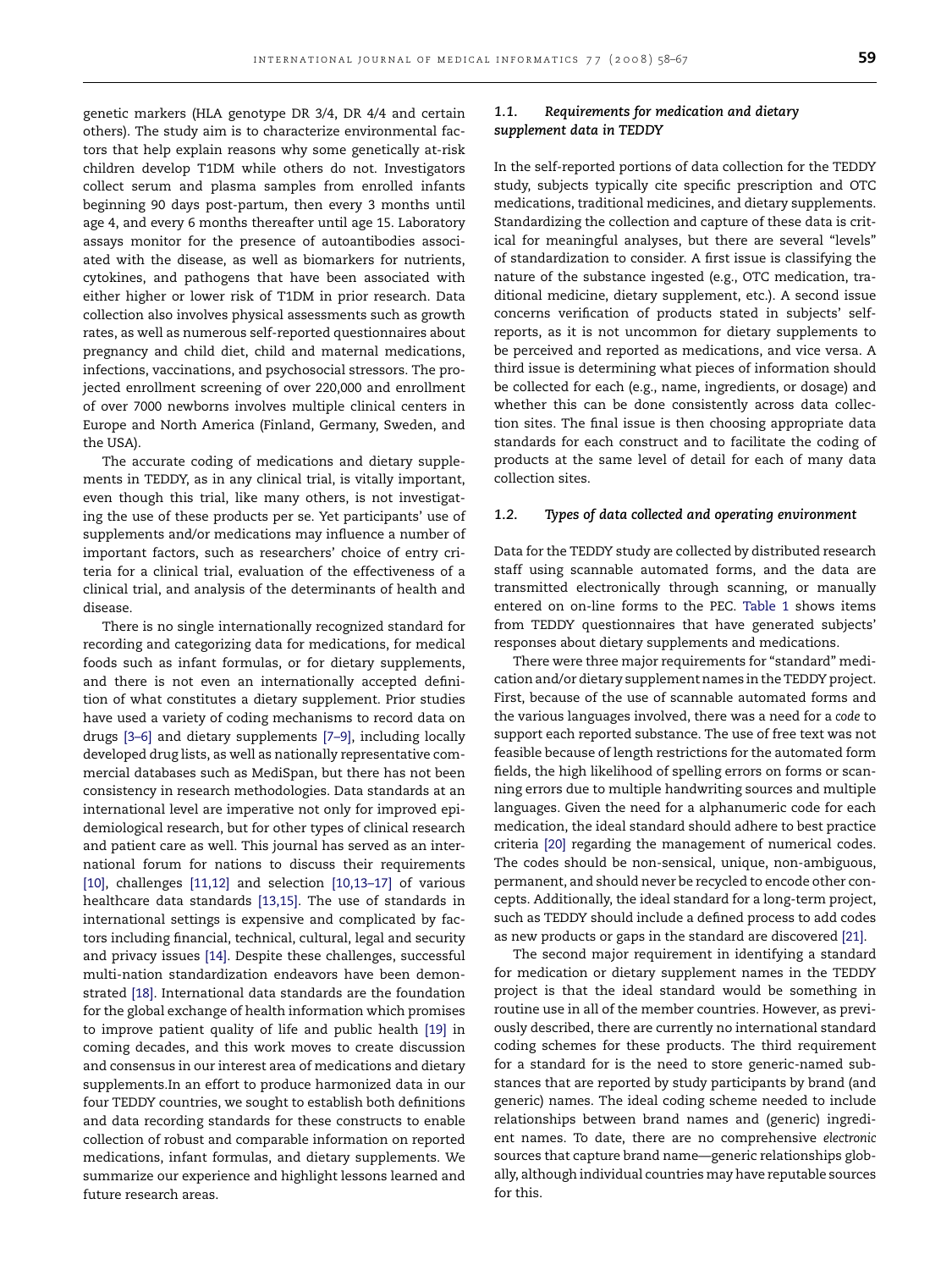genetic markers (HLA genotype DR 3/4, DR 4/4 and certain others). The study aim is to characterize environmental factors that help explain reasons why some genetically at-risk children develop T1DM while others do not. Investigators collect serum and plasma samples from enrolled infants beginning 90 days post-partum, then every 3 months until age 4, and every 6 months thereafter until age 15. Laboratory assays monitor for the presence of autoantibodies associated with the disease, as well as biomarkers for nutrients, cytokines, and pathogens that have been associated with either higher or lower risk of T1DM in prior research. Data collection also involves physical assessments such as growth rates, as well as numerous self-reported questionnaires about pregnancy and child diet, child and maternal medications, infections, vaccinations, and psychosocial stressors. The projected enrollment screening of over 220,000 and enrollment of over 7000 newborns involves multiple clinical centers in Europe and North America (Finland, Germany, Sweden, and the USA).

The accurate coding of medications and dietary supplements in TEDDY, as in any clinical trial, is vitally important, even though this trial, like many others, is not investigating the use of these products per se. Yet participants' use of supplements and/or medications may influence a number of important factors, such as researchers' choice of entry criteria for a clinical trial, evaluation of the effectiveness of a clinical trial, and analysis of the determinants of health and disease.

There is no single internationally recognized standard for recording and categorizing data for medications, for medical foods such as infant formulas, or for dietary supplements, and there is not even an internationally accepted definition of what constitutes a dietary supplement. Prior studies have used a variety of coding mechanisms to record data on drugs [3–6] and dietary supplements [7–9], including locally developed drug lists, as well as nationally representative commercial databases such as MediSpan, but there has not been consistency in research methodologies. Data standards at an international level are imperative not only for improved epidemiological research, but for other types of clinical research and patient care as well. This journal has served as an international forum for nations to discuss their requirements [10], challenges [11,12] and selection [10,13–17] of various healthcare data standards [13,15]. The use of standards in international settings is expensive and complicated by factors including financial, technical, cultural, legal and security and privacy issues [14]. Despite these challenges, successful multi-nation standardization endeavors have been demonstrated [18]. International data standards are the foundation for the global exchange of health information which promises to improve patient quality of life and public health [19] in coming decades, and this work moves to create discussion and consensus in our interest area of medications and dietary supplements.In an effort to produce harmonized data in our four TEDDY countries, we sought to establish both definitions and data recording standards for these constructs to enable collection of robust and comparable information on reported medications, infant formulas, and dietary supplements. We summarize our experience and highlight lessons learned and future research areas.

### 1.1. Requirements for medication and dietary supplement data in TEDDY

In the self-reported portions of data collection for the TEDDY study, subjects typically cite specific prescription and OTC medications, traditional medicines, and dietary supplements. Standardizing the collection and capture of these data is critical for meaningful analyses, but there are several "levels" of standardization to consider. A first issue is classifying the nature of the substance ingested (e.g., OTC medication, traditional medicine, dietary supplement, etc.). A second issue concerns verification of products stated in subjects' self-reports, as it is not uncommon for dietary supplements to be perceived and reported as medications, and vice versa. A third issue is determining what pieces of information should be collected for each (e.g., name, ingredients, or dosage) and whether this can be done consistently across data collection sites. The final issue is then choosing appropriate data standards for each construct and to facilitate the coding of products at the same level of detail for each of many data collection sites.

### 1.2. Types of data collected and operating environment

Data for the TEDDY study are collected by distributed research staff using scannable automated forms, and the data are transmitted electronically through scanning, or manually entered on on-line forms to the PEC. Table 1 shows items from TEDDY questionnaires that have generated subjects' responses about dietary supplements and medications.

There were three major requirements for "standard" medication and/or dietary supplement names in the TEDDY project. First, because of the use of scannable automated forms and the various languages involved, there was a need for a *code* to support each reported substance. The use of free text was not feasible because of length restrictions for the automated form fields, the high likelihood of spelling errors on forms or scanning errors due to multiple handwriting sources and multiple languages. Given the need for a alphanumeric code for each medication, the ideal standard should adhere to best practice criteria [20] regarding the management of numerical codes. The codes should be non-sensical, unique, non-ambiguous, permanent, and should never be recycled to encode other concepts. Additionally, the ideal standard for a long-term project, such as TEDDY should include a defined process to add codes as new products or gaps in the standard are discovered [21].

The second major requirement in identifying a standard for medication or dietary supplement names in the TEDDY project is that the ideal standard would be something in routine use in all of the member countries. However, as previously described, there are currently no international standard coding schemes for these products. The third requirement for a standard for is the need to store generic-named substances that are reported by study participants by brand (and generic) names. The ideal coding scheme needed to include relationships between brand names and (generic) ingredient names. To date, there are no comprehensive *electronic* sources that capture brand name—generic relationships globally, although individual countries may have reputable sources for this.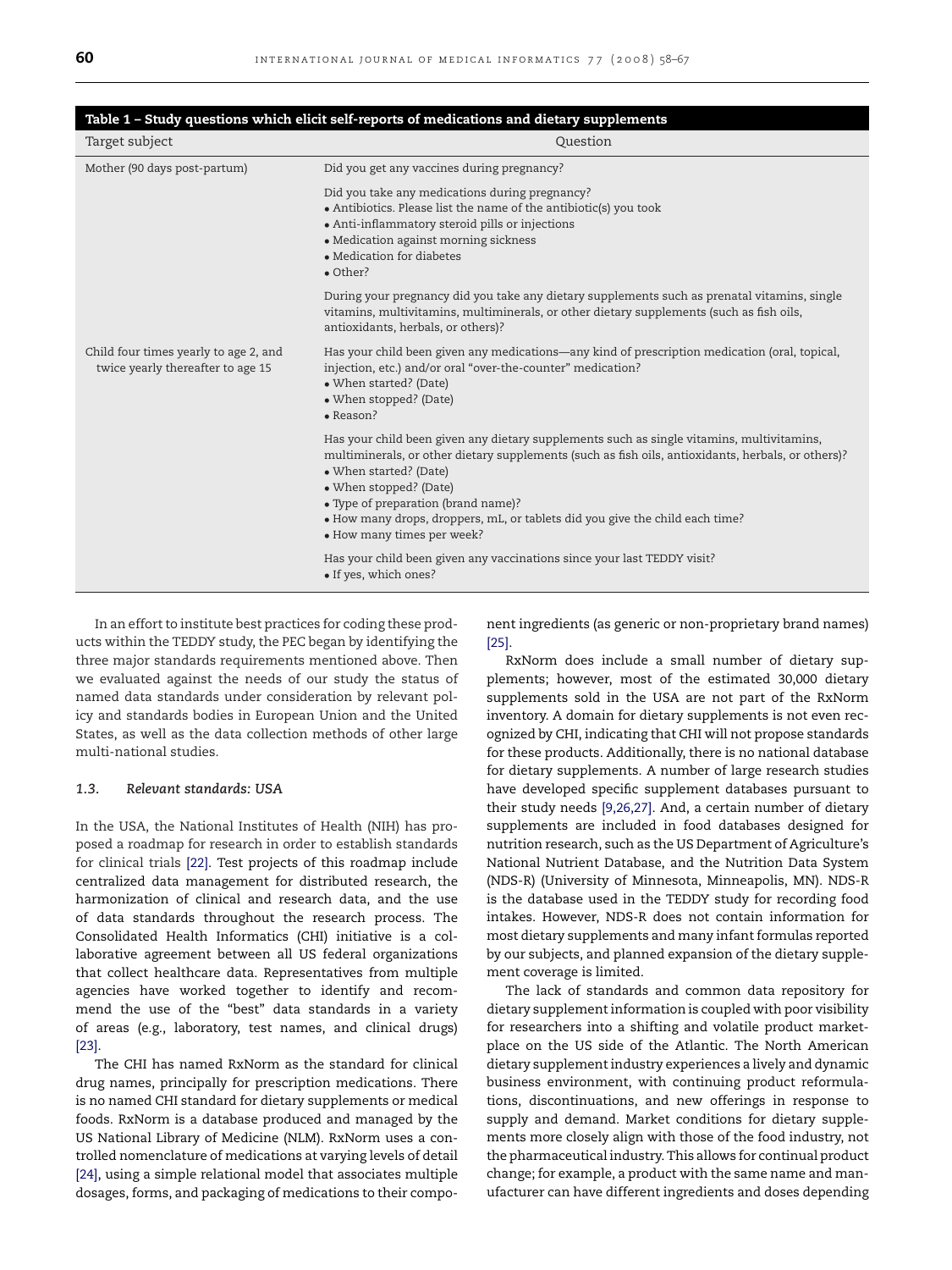**Table 1 – Study questions which elicit self-reports of medications and dietary supplements**

| Target subject | Question |
| --- | --- |
| Mother (90 days post-partum) | Did you get any vaccines during pregnancy? |
| | Did you take any medications during pregnancy?<br>• Antibiotics. Please list the name of the antibiotic(s) you took<br>• Anti-inflammatory steroid pills or injections<br>• Medication against morning sickness<br>• Medication for diabetes<br>• Other? |
| | During your pregnancy did you take any dietary supplements such as prenatal vitamins, single vitamins, multivitamins, multiminerals, or other dietary supplements (such as fish oils, antioxidants, herbals, or others)? |
| Child four times yearly to age 2, and twice yearly thereafter to age 15 | Has your child been given any medications—any kind of prescription medication (oral, topical, injection, etc.) and/or oral "over-the-counter" medication?<br>• When started? (Date)<br>• When stopped? (Date)<br>• Reason? |
| | Has your child been given any dietary supplements such as single vitamins, multivitamins, multiminerals, or other dietary supplements (such as fish oils, antioxidants, herbals, or others)?<br>• When started? (Date)<br>• When stopped? (Date)<br>• Type of preparation (brand name)?<br>• How many drops, droppers, mL, or tablets did you give the child each time?<br>• How many times per week? |
| | Has your child been given any vaccinations since your last TEDDY visit?<br>• If yes, which ones? |

In an effort to institute best practices for coding these products within the TEDDY study, the PEC began by identifying the three major standards requirements mentioned above. Then we evaluated against the needs of our study the status of named data standards under consideration by relevant policy and standards bodies in European Union and the United States, as well as the data collection methods of other large multi-national studies.

### 1.3. Relevant standards: USA

In the USA, the National Institutes of Health (NIH) has proposed a roadmap for research in order to establish standards for clinical trials [22]. Test projects of this roadmap include centralized data management for distributed research, the harmonization of clinical and research data, and the use of data standards throughout the research process. The Consolidated Health Informatics (CHI) initiative is a collaborative agreement between all US federal organizations that collect healthcare data. Representatives from multiple agencies have worked together to identify and recommend the use of the "best" data standards in a variety of areas (e.g., laboratory, test names, and clinical drugs) [23].

The CHI has named RxNorm as the standard for clinical drug names, principally for prescription medications. There is no named CHI standard for dietary supplements or medical foods. RxNorm is a database produced and managed by the US National Library of Medicine (NLM). RxNorm uses a controlled nomenclature of medications at varying levels of detail [24], using a simple relational model that associates multiple dosages, forms, and packaging of medications to their component ingredients (as generic or non-proprietary brand names) [25].

RxNorm does include a small number of dietary supplements; however, most of the estimated 30,000 dietary supplements sold in the USA are not part of the RxNorm inventory. A domain for dietary supplements is not even recognized by CHI, indicating that CHI will not propose standards for these products. Additionally, there is no national database for dietary supplements. A number of large research studies have developed specific supplement databases pursuant to their study needs [9,26,27]. And, a certain number of dietary supplements are included in food databases designed for nutrition research, such as the US Department of Agriculture's National Nutrient Database, and the Nutrition Data System (NDS-R) (University of Minnesota, Minneapolis, MN). NDS-R is the database used in the TEDDY study for recording food intakes. However, NDS-R does not contain information for most dietary supplements and many infant formulas reported by our subjects, and planned expansion of the dietary supplement coverage is limited.

The lack of standards and common data repository for dietary supplement information is coupled with poor visibility for researchers into a shifting and volatile product marketplace on the US side of the Atlantic. The North American dietary supplement industry experiences a lively and dynamic business environment, with continuing product reformulations, discontinuations, and new offerings in response to supply and demand. Market conditions for dietary supplements more closely align with those of the food industry, not the pharmaceutical industry. This allows for continual product change; for example, a product with the same name and manufacturer can have different ingredients and doses depending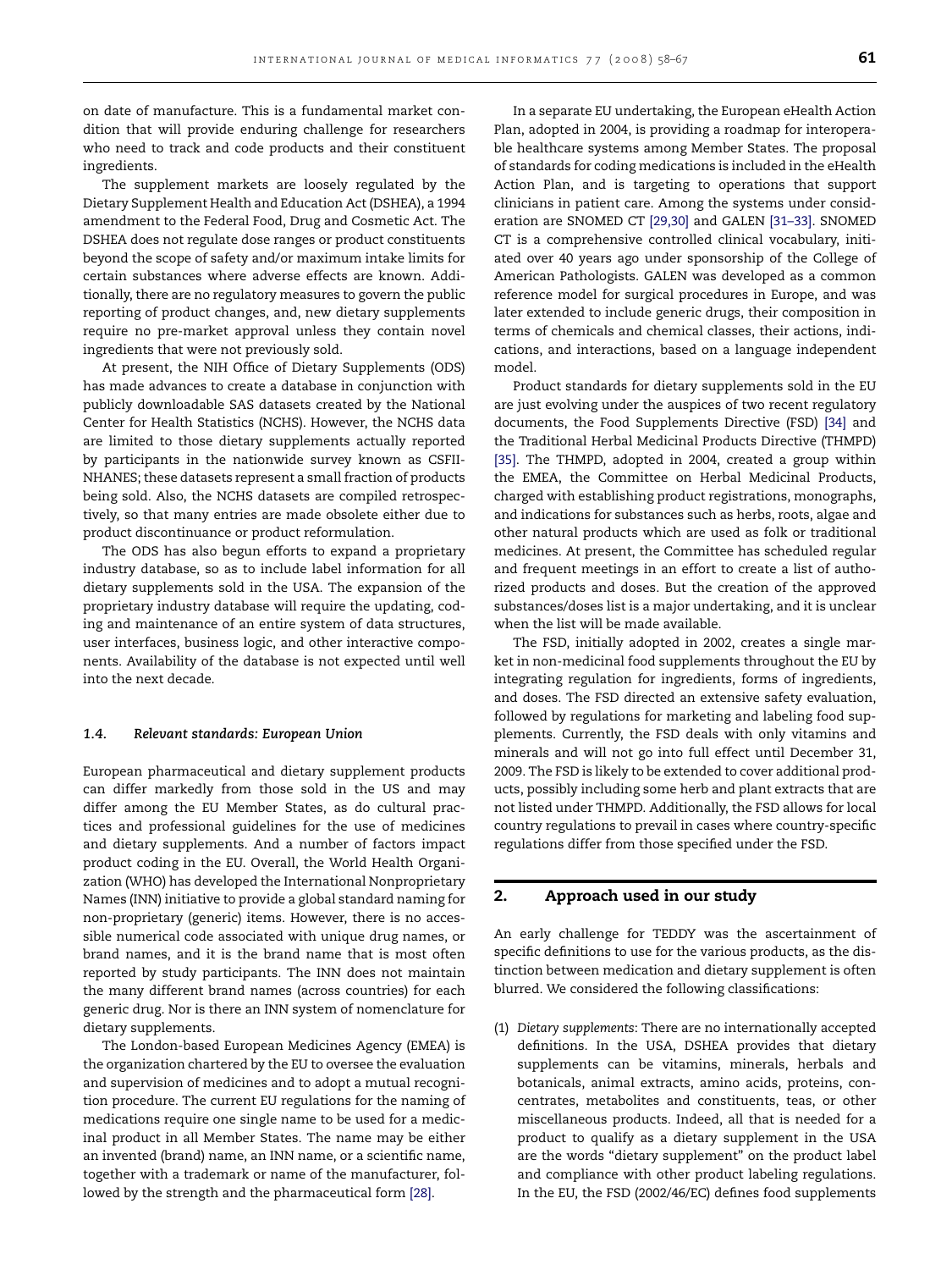on date of manufacture. This is a fundamental market condition that will provide enduring challenge for researchers who need to track and code products and their constituent ingredients.

The supplement markets are loosely regulated by the Dietary Supplement Health and Education Act (DSHEA), a 1994 amendment to the Federal Food, Drug and Cosmetic Act. The DSHEA does not regulate dose ranges or product constituents beyond the scope of safety and/or maximum intake limits for certain substances where adverse effects are known. Additionally, there are no regulatory measures to govern the public reporting of product changes, and, new dietary supplements require no pre-market approval unless they contain novel ingredients that were not previously sold.

At present, the NIH Office of Dietary Supplements (ODS) has made advances to create a database in conjunction with publicly downloadable SAS datasets created by the National Center for Health Statistics (NCHS). However, the NCHS data are limited to those dietary supplements actually reported by participants in the nationwide survey known as CSFII-NHANES; these datasets represent a small fraction of products being sold. Also, the NCHS datasets are compiled retrospectively, so that many entries are made obsolete either due to product discontinuance or product reformulation.

The ODS has also begun efforts to expand a proprietary industry database, so as to include label information for all dietary supplements sold in the USA. The expansion of the proprietary industry database will require the updating, coding and maintenance of an entire system of data structures, user interfaces, business logic, and other interactive components. Availability of the database is not expected until well into the next decade.

### 1.4. *Relevant standards: European Union*

European pharmaceutical and dietary supplement products can differ markedly from those sold in the US and may differ among the EU Member States, as do cultural practices and professional guidelines for the use of medicines and dietary supplements. And a number of factors impact product coding in the EU. Overall, the World Health Organization (WHO) has developed the International Nonproprietary Names (INN) initiative to provide a global standard naming for non-proprietary (generic) items. However, there is no accessible numerical code associated with unique drug names, or brand names, and it is the brand name that is most often reported by study participants. The INN does not maintain the many different brand names (across countries) for each generic drug. Nor is there an INN system of nomenclature for dietary supplements.

The London-based European Medicines Agency (EMEA) is the organization chartered by the EU to oversee the evaluation and supervision of medicines and to adopt a mutual recognition procedure. The current EU regulations for the naming of medications require one single name to be used for a medicinal product in all Member States. The name may be either an invented (brand) name, an INN name, or a scientific name, together with a trademark or name of the manufacturer, followed by the strength and the pharmaceutical form [28].

In a separate EU undertaking, the European eHealth Action Plan, adopted in 2004, is providing a roadmap for interoperable healthcare systems among Member States. The proposal of standards for coding medications is included in the eHealth Action Plan, and is targeting to operations that support clinicians in patient care. Among the systems under consideration are SNOMED CT [29,30] and GALEN [31–33]. SNOMED CT is a comprehensive controlled clinical vocabulary, initiated over 40 years ago under sponsorship of the College of American Pathologists. GALEN was developed as a common reference model for surgical procedures in Europe, and was later extended to include generic drugs, their composition in terms of chemicals and chemical classes, their actions, indications, and interactions, based on a language independent model.

Product standards for dietary supplements sold in the EU are just evolving under the auspices of two recent regulatory documents, the Food Supplements Directive (FSD) [34] and the Traditional Herbal Medicinal Products Directive (THMPD) [35]. The THMPD, adopted in 2004, created a group within the EMEA, the Committee on Herbal Medicinal Products, charged with establishing product registrations, monographs, and indications for substances such as herbs, roots, algae and other natural products which are used as folk or traditional medicines. At present, the Committee has scheduled regular and frequent meetings in an effort to create a list of authorized products and doses. But the creation of the approved substances/doses list is a major undertaking, and it is unclear when the list will be made available.

The FSD, initially adopted in 2002, creates a single market in non-medicinal food supplements throughout the EU by integrating regulation for ingredients, forms of ingredients, and doses. The FSD directed an extensive safety evaluation, followed by regulations for marketing and labeling food supplements. Currently, the FSD deals with only vitamins and minerals and will not go into full effect until December 31, 2009. The FSD is likely to be extended to cover additional products, possibly including some herb and plant extracts that are not listed under THMPD. Additionally, the FSD allows for local country regulations to prevail in cases where country-specific regulations differ from those specified under the FSD.

## 2. Approach used in our study

An early challenge for TEDDY was the ascertainment of specific definitions to use for the various products, as the distinction between medication and dietary supplement is often blurred. We considered the following classifications:

(1) *Dietary supplements*: There are no internationally accepted definitions. In the USA, DSHEA provides that dietary supplements can be vitamins, minerals, herbals and botanicals, animal extracts, amino acids, proteins, concentrates, metabolites and constituents, teas, or other miscellaneous products. Indeed, all that is needed for a product to qualify as a dietary supplement in the USA are the words "dietary supplement" on the product label and compliance with other product labeling regulations. In the EU, the FSD (2002/46/EC) defines food supplements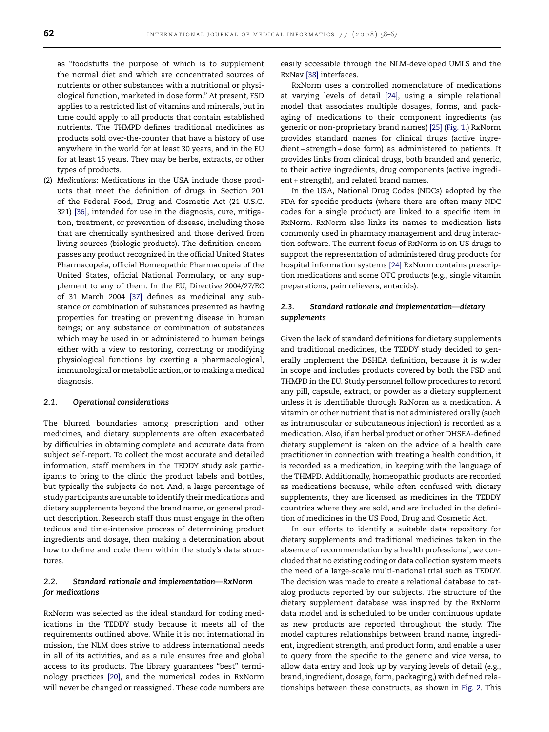as "foodstuffs the purpose of which is to supplement the normal diet and which are concentrated sources of nutrients or other substances with a nutritional or physiological function, marketed in dose form." At present, FSD applies to a restricted list of vitamins and minerals, but in time could apply to all products that contain established nutrients. The THMPD defines traditional medicines as products sold over-the-counter that have a history of use anywhere in the world for at least 30 years, and in the EU for at least 15 years. They may be herbs, extracts, or other types of products.

(2) *Medications*: Medications in the USA include those products that meet the definition of drugs in Section 201 of the Federal Food, Drug and Cosmetic Act (21 U.S.C. 321) [36], intended for use in the diagnosis, cure, mitigation, treatment, or prevention of disease, including those that are chemically synthesized and those derived from living sources (biologic products). The definition encompasses any product recognized in the official United States Pharmacopeia, official Homeopathic Pharmacopeia of the United States, official National Formulary, or any supplement to any of them. In the EU, Directive 2004/27/EC of 31 March 2004 [37] defines as medicinal any substance or combination of substances presented as having properties for treating or preventing disease in human beings; or any substance or combination of substances which may be used in or administered to human beings either with a view to restoring, correcting or modifying physiological functions by exerting a pharmacological, immunological or metabolic action, or to making a medical diagnosis.

### *2.1. Operational considerations*

The blurred boundaries among prescription and other medicines, and dietary supplements are often exacerbated by difficulties in obtaining complete and accurate data from subject self-report. To collect the most accurate and detailed information, staff members in the TEDDY study ask participants to bring to the clinic the product labels and bottles, but typically the subjects do not. And, a large percentage of study participants are unable to identify their medications and dietary supplements beyond the brand name, or general product description. Research staff thus must engage in the often tedious and time-intensive process of determining product ingredients and dosage, then making a determination about how to define and code them within the study's data structures.

### *2.2. Standard rationale and implementation—RxNorm for medications*

RxNorm was selected as the ideal standard for coding medications in the TEDDY study because it meets all of the requirements outlined above. While it is not international in mission, the NLM does strive to address international needs in all of its activities, and as a rule ensures free and global access to its products. The library guarantees "best" terminology practices [20], and the numerical codes in RxNorm will never be changed or reassigned. These code numbers are easily accessible through the NLM-developed UMLS and the RxNav [38] interfaces.

RxNorm uses a controlled nomenclature of medications at varying levels of detail [24], using a simple relational model that associates multiple dosages, forms, and packaging of medications to their component ingredients (as generic or non-proprietary brand names) [25] (Fig. 1.) RxNorm provides standard names for clinical drugs (active ingredient + strength + dose form) as administered to patients. It provides links from clinical drugs, both branded and generic, to their active ingredients, drug components (active ingredient + strength), and related brand names.

In the USA, National Drug Codes (NDCs) adopted by the FDA for specific products (where there are often many NDC codes for a single product) are linked to a specific item in RxNorm. RxNorm also links its names to medication lists commonly used in pharmacy management and drug interaction software. The current focus of RxNorm is on US drugs to support the representation of administered drug products for hospital information systems [24] RxNorm contains prescription medications and some OTC products (e.g., single vitamin preparations, pain relievers, antacids).

### *2.3. Standard rationale and implementation—dietary supplements*

Given the lack of standard definitions for dietary supplements and traditional medicines, the TEDDY study decided to generally implement the DSHEA definition, because it is wider in scope and includes products covered by both the FSD and THMPD in the EU. Study personnel follow procedures to record any pill, capsule, extract, or powder as a dietary supplement unless it is identifiable through RxNorm as a medication. A vitamin or other nutrient that is not administered orally (such as intramuscular or subcutaneous injection) is recorded as a medication. Also, if an herbal product or other DHSEA-defined dietary supplement is taken on the advice of a health care practitioner in connection with treating a health condition, it is recorded as a medication, in keeping with the language of the THMPD. Additionally, homeopathic products are recorded as medications because, while often confused with dietary supplements, they are licensed as medicines in the TEDDY countries where they are sold, and are included in the definition of medicines in the US Food, Drug and Cosmetic Act.

In our efforts to identify a suitable data repository for dietary supplements and traditional medicines taken in the absence of recommendation by a health professional, we concluded that no existing coding or data collection system meets the need of a large-scale multi-national trial such as TEDDY. The decision was made to create a relational database to catalog products reported by our subjects. The structure of the dietary supplement database was inspired by the RxNorm data model and is scheduled to be under continuous update as new products are reported throughout the study. The model captures relationships between brand name, ingredient, ingredient strength, and product form, and enable a user to query from the specific to the generic and vice versa, to allow data entry and look up by varying levels of detail (e.g., brand, ingredient, dosage, form, packaging,) with defined relationships between these constructs, as shown in Fig. 2. This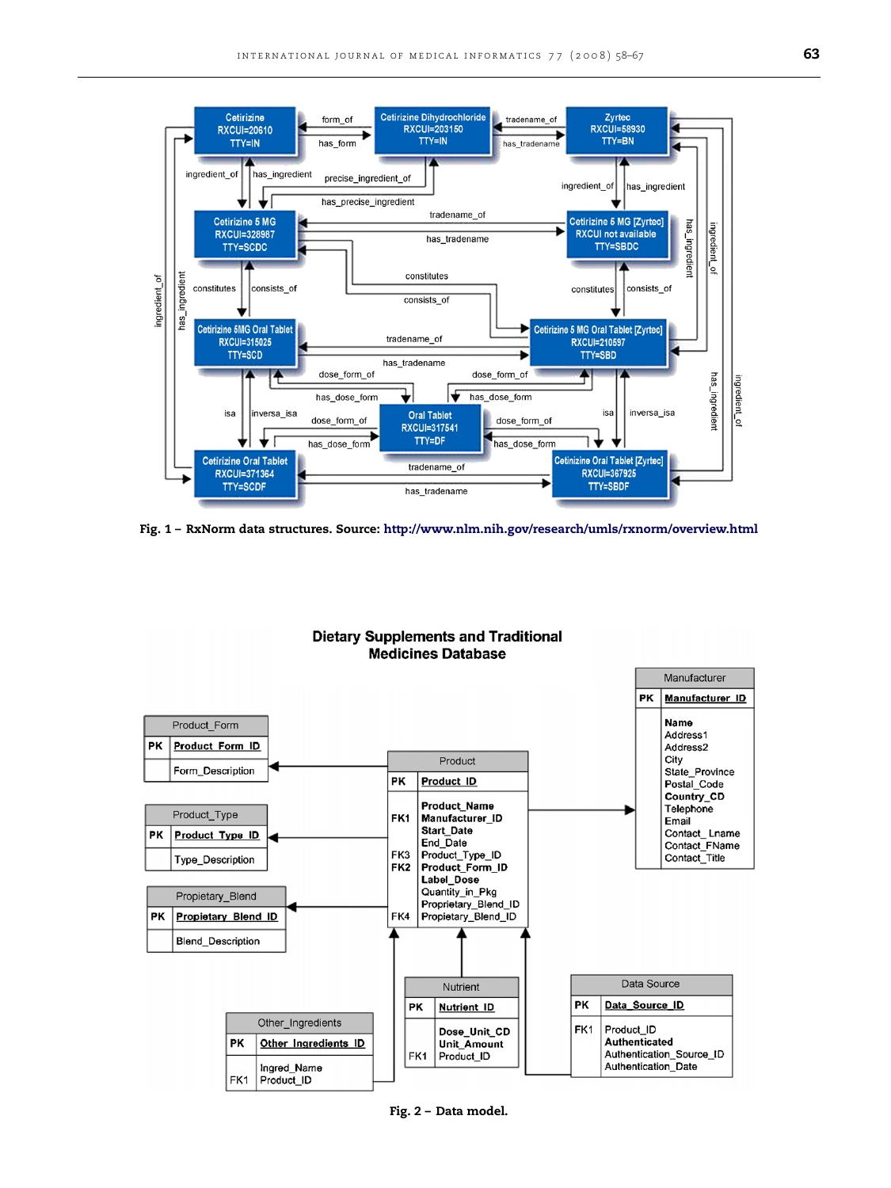Fig. 1 – RxNorm data structures. Source: http://www.nlm.nih.gov/research/umls/rxnorm/overview.html

Fig. 2 – Data model.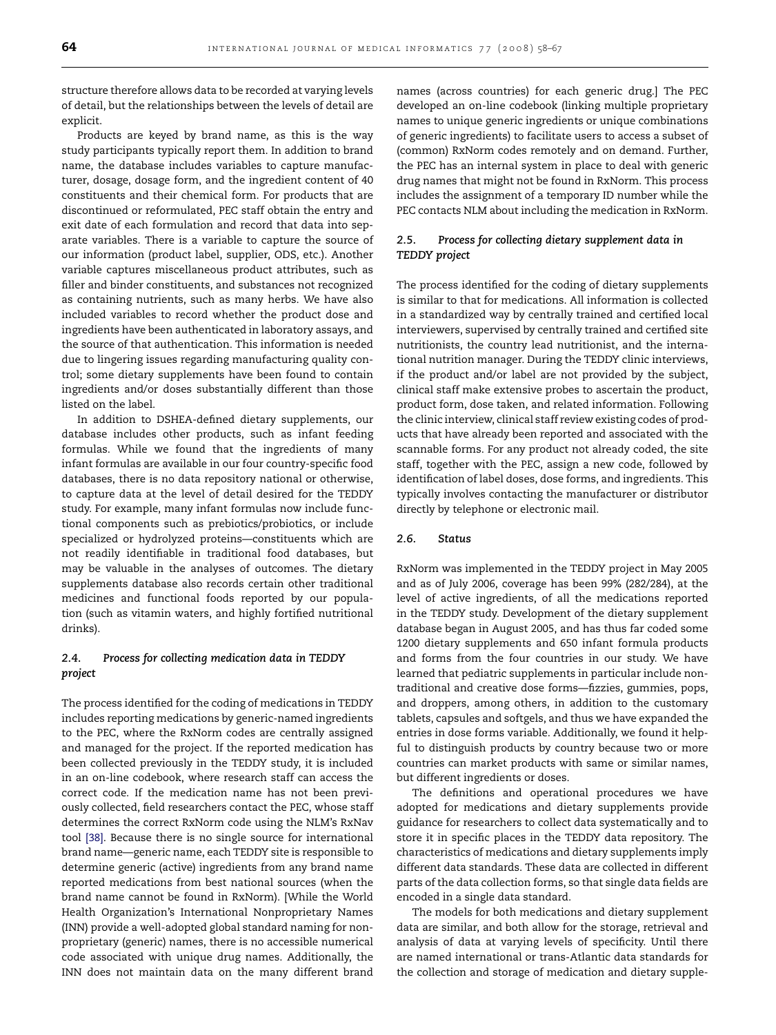structure therefore allows data to be recorded at varying levels of detail, but the relationships between the levels of detail are explicit.

Products are keyed by brand name, as this is the way study participants typically report them. In addition to brand name, the database includes variables to capture manufacturer, dosage, dosage form, and the ingredient content of 40 constituents and their chemical form. For products that are discontinued or reformulated, PEC staff obtain the entry and exit date of each formulation and record that data into separate variables. There is a variable to capture the source of our information (product label, supplier, ODS, etc.). Another variable captures miscellaneous product attributes, such as filler and binder constituents, and substances not recognized as containing nutrients, such as many herbs. We have also included variables to record whether the product dose and ingredients have been authenticated in laboratory assays, and the source of that authentication. This information is needed due to lingering issues regarding manufacturing quality control; some dietary supplements have been found to contain ingredients and/or doses substantially different than those listed on the label.

In addition to DSHEA-defined dietary supplements, our database includes other products, such as infant feeding formulas. While we found that the ingredients of many infant formulas are available in our four country-specific food databases, there is no data repository national or otherwise, to capture data at the level of detail desired for the TEDDY study. For example, many infant formulas now include functional components such as prebiotics/probiotics, or include specialized or hydrolyzed proteins—constituents which are not readily identifiable in traditional food databases, but may be valuable in the analyses of outcomes. The dietary supplements database also records certain other traditional medicines and functional foods reported by our population (such as vitamin waters, and highly fortified nutritional drinks).

### 2.4. Process for collecting medication data in TEDDY project

The process identified for the coding of medications in TEDDY includes reporting medications by generic-named ingredients to the PEC, where the RxNorm codes are centrally assigned and managed for the project. If the reported medication has been collected previously in the TEDDY study, it is included in an on-line codebook, where research staff can access the correct code. If the medication name has not been previously collected, field researchers contact the PEC, whose staff determines the correct RxNorm code using the NLM's RxNav tool [38]. Because there is no single source for international brand name—generic name, each TEDDY site is responsible to determine generic (active) ingredients from any brand name reported medications from best national sources (when the brand name cannot be found in RxNorm). [While the World Health Organization's International Nonproprietary Names (INN) provide a well-adopted global standard naming for nonproprietary (generic) names, there is no accessible numerical code associated with unique drug names. Additionally, the INN does not maintain data on the many different brand names (across countries) for each generic drug.] The PEC developed an on-line codebook (linking multiple proprietary names to unique generic ingredients or unique combinations of generic ingredients) to facilitate users to access a subset of (common) RxNorm codes remotely and on demand. Further, the PEC has an internal system in place to deal with generic drug names that might not be found in RxNorm. This process includes the assignment of a temporary ID number while the PEC contacts NLM about including the medication in RxNorm.

### 2.5. Process for collecting dietary supplement data in TEDDY project

The process identified for the coding of dietary supplements is similar to that for medications. All information is collected in a standardized way by centrally trained and certified local interviewers, supervised by centrally trained and certified site nutritionists, the country lead nutritionist, and the international nutrition manager. During the TEDDY clinic interviews, if the product and/or label are not provided by the subject, clinical staff make extensive probes to ascertain the product, product form, dose taken, and related information. Following the clinic interview, clinical staff review existing codes of products that have already been reported and associated with the scannable forms. For any product not already coded, the site staff, together with the PEC, assign a new code, followed by identification of label doses, dose forms, and ingredients. This typically involves contacting the manufacturer or distributor directly by telephone or electronic mail.

### 2.6. Status

RxNorm was implemented in the TEDDY project in May 2005 and as of July 2006, coverage has been 99% (282/284), at the level of active ingredients, of all the medications reported in the TEDDY study. Development of the dietary supplement database began in August 2005, and has thus far coded some 1200 dietary supplements and 650 infant formula products and forms from the four countries in our study. We have learned that pediatric supplements in particular include nontraditional and creative dose forms—fizzies, gummies, pops, and droppers, among others, in addition to the customary tablets, capsules and softgels, and thus we have expanded the entries in dose forms variable. Additionally, we found it helpful to distinguish products by country because two or more countries can market products with same or similar names, but different ingredients or doses.

The definitions and operational procedures we have adopted for medications and dietary supplements provide guidance for researchers to collect data systematically and to store it in specific places in the TEDDY data repository. The characteristics of medications and dietary supplements imply different data standards. These data are collected in different parts of the data collection forms, so that single data fields are encoded in a single data standard.

The models for both medications and dietary supplement data are similar, and both allow for the storage, retrieval and analysis of data at varying levels of specificity. Until there are named international or trans-Atlantic data standards for the collection and storage of medication and dietary supple-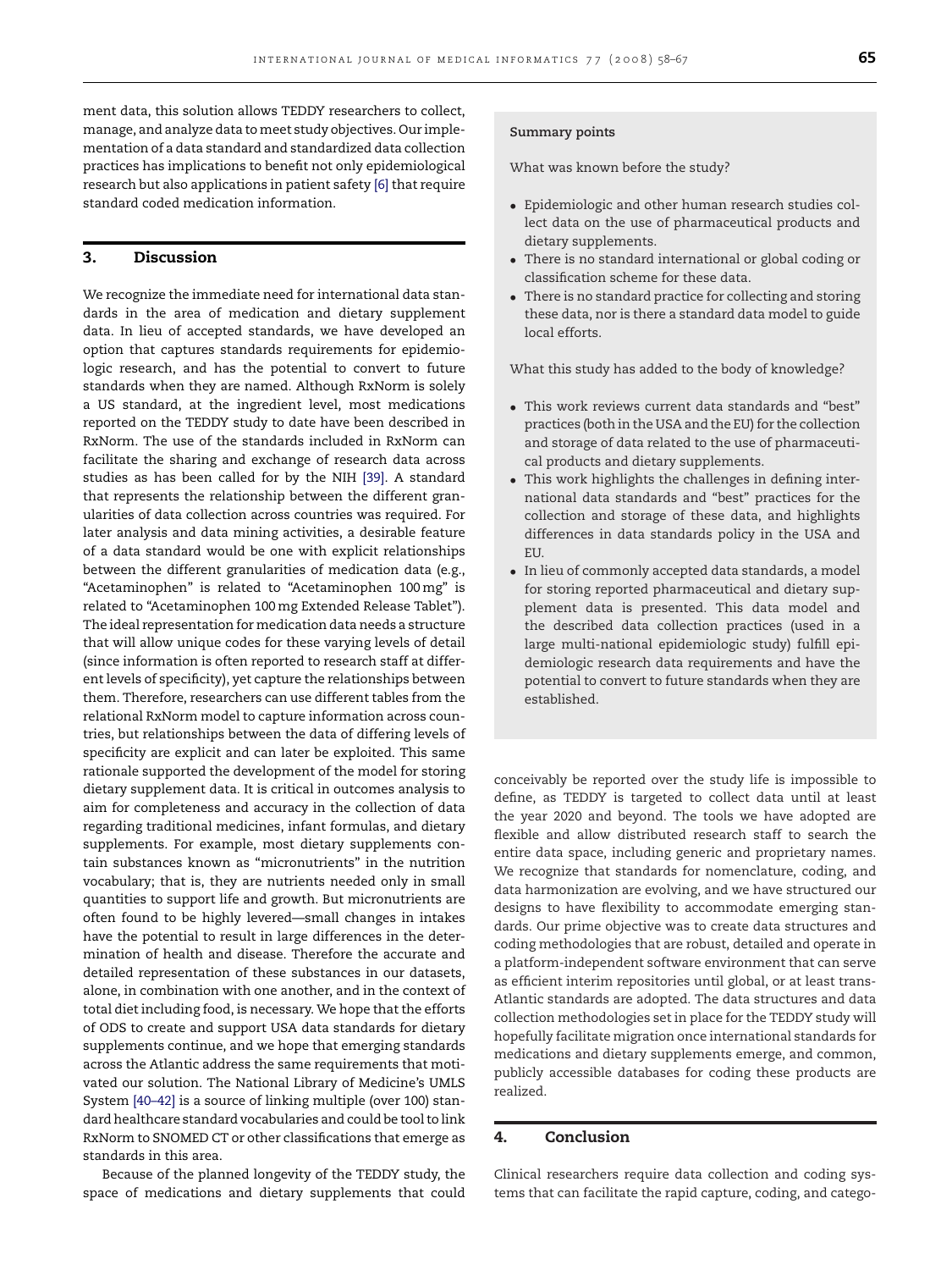ment data, this solution allows TEDDY researchers to collect, manage, and analyze data to meet study objectives. Our implementation of a data standard and standardized data collection practices has implications to benefit not only epidemiological research but also applications in patient safety [6] that require standard coded medication information.

## 3. Discussion

We recognize the immediate need for international data standards in the area of medication and dietary supplement data. In lieu of accepted standards, we have developed an option that captures standards requirements for epidemiologic research, and has the potential to convert to future standards when they are named. Although RxNorm is solely a US standard, at the ingredient level, most medications reported on the TEDDY study to date have been described in RxNorm. The use of the standards included in RxNorm can facilitate the sharing and exchange of research data across studies as has been called for by the NIH [39]. A standard that represents the relationship between the different granularities of data collection across countries was required. For later analysis and data mining activities, a desirable feature of a data standard would be one with explicit relationships between the different granularities of medication data (e.g., "Acetaminophen" is related to "Acetaminophen 100 mg" is related to "Acetaminophen 100 mg Extended Release Tablet"). The ideal representation for medication data needs a structure that will allow unique codes for these varying levels of detail (since information is often reported to research staff at different levels of specificity), yet capture the relationships between them. Therefore, researchers can use different tables from the relational RxNorm model to capture information across countries, but relationships between the data of differing levels of specificity are explicit and can later be exploited. This same rationale supported the development of the model for storing dietary supplement data. It is critical in outcomes analysis to aim for completeness and accuracy in the collection of data regarding traditional medicines, infant formulas, and dietary supplements. For example, most dietary supplements contain substances known as "micronutrients" in the nutrition vocabulary; that is, they are nutrients needed only in small quantities to support life and growth. But micronutrients are often found to be highly levered—small changes in intakes have the potential to result in large differences in the determination of health and disease. Therefore the accurate and detailed representation of these substances in our datasets, alone, in combination with one another, and in the context of total diet including food, is necessary. We hope that the efforts of ODS to create and support USA data standards for dietary supplements continue, and we hope that emerging standards across the Atlantic address the same requirements that motivated our solution. The National Library of Medicine's UMLS System [40–42] is a source of linking multiple (over 100) standard healthcare standard vocabularies and could be tool to link RxNorm to SNOMED CT or other classifications that emerge as standards in this area.

Because of the planned longevity of the TEDDY study, the space of medications and dietary supplements that could conceivably be reported over the study life is impossible to define, as TEDDY is targeted to collect data until at least the year 2020 and beyond. The tools we have adopted are flexible and allow distributed research staff to search the entire data space, including generic and proprietary names. We recognize that standards for nomenclature, coding, and data harmonization are evolving, and we have structured our designs to have flexibility to accommodate emerging standards. Our prime objective was to create data structures and coding methodologies that are robust, detailed and operate in a platform-independent software environment that can serve as efficient interim repositories until global, or at least trans-Atlantic standards are adopted. The data structures and data collection methodologies set in place for the TEDDY study will hopefully facilitate migration once international standards for medications and dietary supplements emerge, and common, publicly accessible databases for coding these products are realized.

**Summary points**

What was known before the study?

- Epidemiologic and other human research studies collect data on the use of pharmaceutical products and dietary supplements.
- There is no standard international or global coding or classification scheme for these data.
- There is no standard practice for collecting and storing these data, nor is there a standard data model to guide local efforts.

What this study has added to the body of knowledge?

- This work reviews current data standards and "best" practices (both in the USA and the EU) for the collection and storage of data related to the use of pharmaceutical products and dietary supplements.
- This work highlights the challenges in defining international data standards and "best" practices for the collection and storage of these data, and highlights differences in data standards policy in the USA and EU.
- In lieu of commonly accepted data standards, a model for storing reported pharmaceutical and dietary supplement data is presented. This data model and the described data collection practices (used in a large multi-national epidemiologic study) fulfill epidemiologic research data requirements and have the potential to convert to future standards when they are established.

## 4. Conclusion

Clinical researchers require data collection and coding systems that can facilitate the rapid capture, coding, and catego-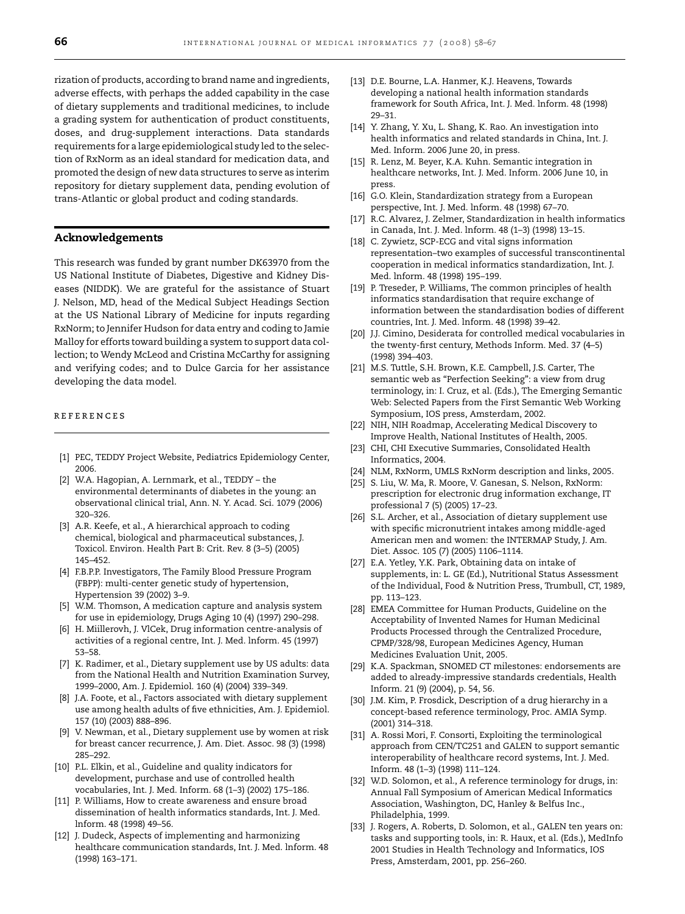rization of products, according to brand name and ingredients, adverse effects, with perhaps the added capability in the case of dietary supplements and traditional medicines, to include a grading system for authentication of product constituents, doses, and drug-supplement interactions. Data standards requirements for a large epidemiological study led to the selection of RxNorm as an ideal standard for medication data, and promoted the design of new data structures to serve as interim repository for dietary supplement data, pending evolution of trans-Atlantic or global product and coding standards.

## Acknowledgements

This research was funded by grant number DK63970 from the US National Institute of Diabetes, Digestive and Kidney Diseases (NIDDK). We are grateful for the assistance of Stuart J. Nelson, MD, head of the Medical Subject Headings Section at the US National Library of Medicine for inputs regarding RxNorm; to Jennifer Hudson for data entry and coding to Jamie Malloy for efforts toward building a system to support data collection; to Wendy McLeod and Cristina McCarthy for assigning and verifying codes; and to Dulce Garcia for her assistance developing the data model.

## REFERENCES

[1] PEC, TEDDY Project Website, Pediatrics Epidemiology Center, 2006.

[2] W.A. Hagopian, A. Lernmark, et al., TEDDY – the environmental determinants of diabetes in the young: an observational clinical trial, Ann. N. Y. Acad. Sci. 1079 (2006) 320–326.

[3] A.R. Keefe, et al., A hierarchical approach to coding chemical, biological and pharmaceutical substances, J. Toxicol. Environ. Health Part B: Crit. Rev. 8 (3–5) (2005) 145–452.

[4] F.B.P.P. Investigators, The Family Blood Pressure Program (FBPP): multi-center genetic study of hypertension, Hypertension 39 (2002) 3–9.

[5] W.M. Thomson, A medication capture and analysis system for use in epidemiology, Drugs Aging 10 (4) (1997) 290–298.

[6] H. Miillerovh, J. VlCek, Drug information centre-analysis of activities of a regional centre, Int. J. Med. lnform. 45 (1997) 53–58.

[7] K. Radimer, et al., Dietary supplement use by US adults: data from the National Health and Nutrition Examination Survey, 1999–2000, Am. J. Epidemiol. 160 (4) (2004) 339–349.

[8] J.A. Foote, et al., Factors associated with dietary supplement use among health adults of five ethnicities, Am. J. Epidemiol. 157 (10) (2003) 888–896.

[9] V. Newman, et al., Dietary supplement use by women at risk for breast cancer recurrence, J. Am. Diet. Assoc. 98 (3) (1998) 285–292.

[10] P.L. Elkin, et al., Guideline and quality indicators for development, purchase and use of controlled health vocabularies, Int. J. Med. Inform. 68 (1–3) (2002) 175–186.

[11] P. Williams, How to create awareness and ensure broad dissemination of health informatics standards, Int. J. Med. lnform. 48 (1998) 49–56.

[12] J. Dudeck, Aspects of implementing and harmonizing healthcare communication standards, Int. J. Med. lnform. 48 (1998) 163–171.

[13] D.E. Bourne, L.A. Hanmer, K.J. Heavens, Towards developing a national health information standards framework for South Africa, Int. J. Med. lnform. 48 (1998) 29–31.

[14] Y. Zhang, Y. Xu, L. Shang, K. Rao. An investigation into health informatics and related standards in China, Int. J. Med. Inform. 2006 June 20, in press.

[15] R. Lenz, M. Beyer, K.A. Kuhn. Semantic integration in healthcare networks, Int. J. Med. Inform. 2006 June 10, in press.

[16] G.O. Klein, Standardization strategy from a European perspective, Int. J. Med. lnform. 48 (1998) 67–70.

[17] R.C. Alvarez, J. Zelmer, Standardization in health informatics in Canada, Int. J. Med. lnform. 48 (1–3) (1998) 13–15.

[18] C. Zywietz, SCP-ECG and vital signs information representation–two examples of successful transcontinental cooperation in medical informatics standardization, Int. J. Med. lnform. 48 (1998) 195–199.

[19] P. Treseder, P. Williams, The common principles of health informatics standardisation that require exchange of information between the standardisation bodies of different countries, Int. J. Med. lnform. 48 (1998) 39–42.

[20] J.J. Cimino, Desiderata for controlled medical vocabularies in the twenty-first century, Methods Inform. Med. 37 (4–5) (1998) 394–403.

[21] M.S. Tuttle, S.H. Brown, K.E. Campbell, J.S. Carter, The semantic web as "Perfection Seeking": a view from drug terminology, in: I. Cruz, et al. (Eds.), The Emerging Semantic Web: Selected Papers from the First Semantic Web Working Symposium, IOS press, Amsterdam, 2002.

[22] NIH, NIH Roadmap, Accelerating Medical Discovery to Improve Health, National Institutes of Health, 2005.

[23] CHI, CHI Executive Summaries, Consolidated Health Informatics, 2004.

[24] NLM, RxNorm, UMLS RxNorm description and links, 2005.

[25] S. Liu, W. Ma, R. Moore, V. Ganesan, S. Nelson, RxNorm: prescription for electronic drug information exchange, IT professional 7 (5) (2005) 17–23.

[26] S.L. Archer, et al., Association of dietary supplement use with specific micronutrient intakes among middle-aged American men and women: the INTERMAP Study, J. Am. Diet. Assoc. 105 (7) (2005) 1106–1114.

[27] E.A. Yetley, Y.K. Park, Obtaining data on intake of supplements, in: L. GE (Ed.), Nutritional Status Assessment of the Individual, Food & Nutrition Press, Trumbull, CT, 1989, pp. 113–123.

[28] EMEA Committee for Human Products, Guideline on the Acceptability of Invented Names for Human Medicinal Products Processed through the Centralized Procedure, CPMP/328/98, European Medicines Agency, Human Medicines Evaluation Unit, 2005.

[29] K.A. Spackman, SNOMED CT milestones: endorsements are added to already-impressive standards credentials, Health Inform. 21 (9) (2004), p. 54, 56.

[30] J.M. Kim, P. Frosdick, Description of a drug hierarchy in a concept-based reference terminology, Proc. AMIA Symp. (2001) 314–318.

[31] A. Rossi Mori, F. Consorti, Exploiting the terminological approach from CEN/TC251 and GALEN to support semantic interoperability of healthcare record systems, Int. J. Med. Inform. 48 (1–3) (1998) 111–124.

[32] W.D. Solomon, et al., A reference terminology for drugs, in: Annual Fall Symposium of American Medical Informatics Association, Washington, DC, Hanley & Belfus Inc., Philadelphia, 1999.

[33] J. Rogers, A. Roberts, D. Solomon, et al., GALEN ten years on: tasks and supporting tools, in: R. Haux, et al. (Eds.), MedInfo 2001 Studies in Health Technology and Informatics, IOS Press, Amsterdam, 2001, pp. 256–260.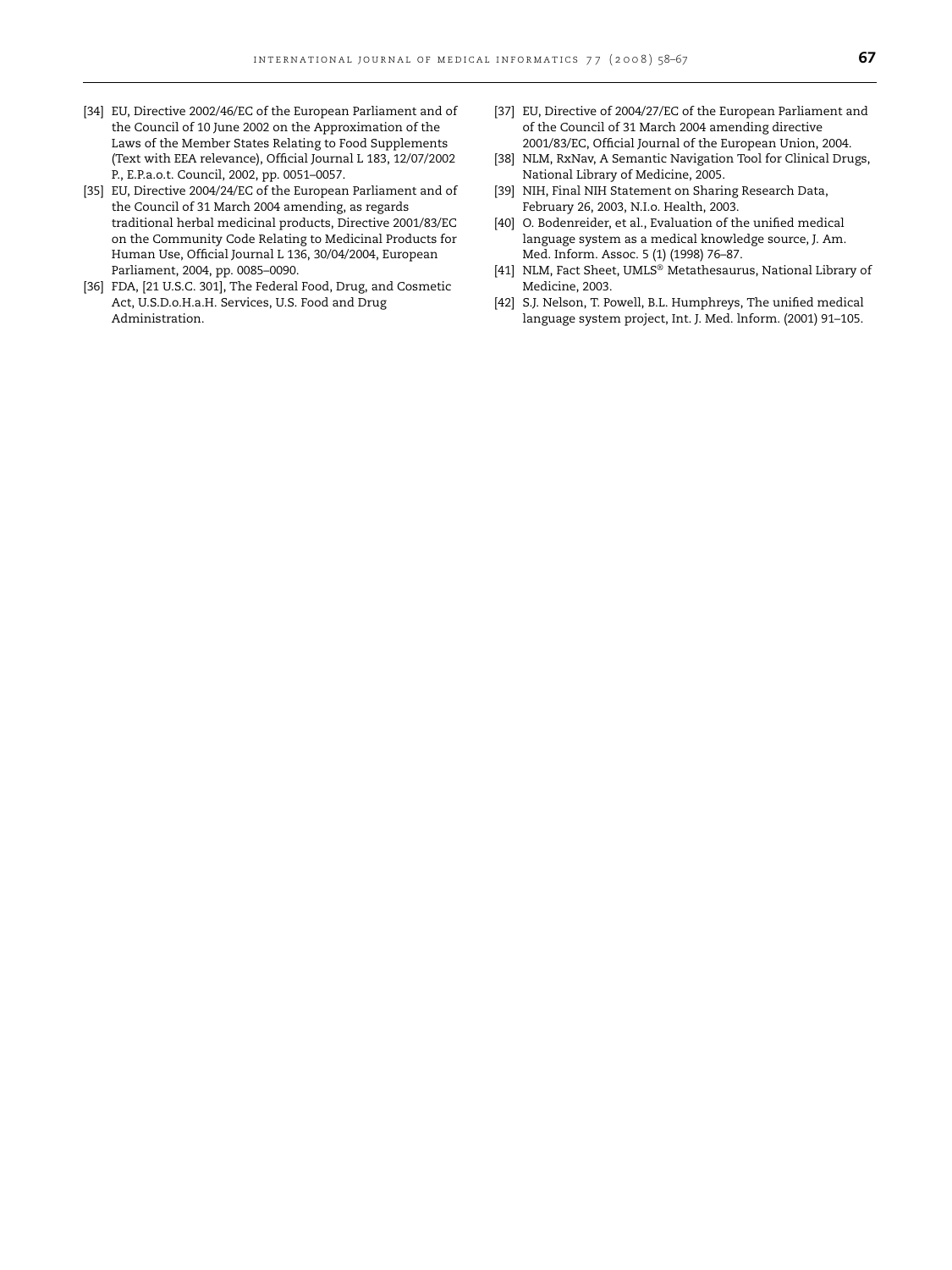[34] EU, Directive 2002/46/EC of the European Parliament and of the Council of 10 June 2002 on the Approximation of the Laws of the Member States Relating to Food Supplements (Text with EEA relevance), Official Journal L 183, 12/07/2002 P., E.P.a.o.t. Council, 2002, pp. 0051–0057.

[35] EU, Directive 2004/24/EC of the European Parliament and of the Council of 31 March 2004 amending, as regards traditional herbal medicinal products, Directive 2001/83/EC on the Community Code Relating to Medicinal Products for Human Use, Official Journal L 136, 30/04/2004, European Parliament, 2004, pp. 0085–0090.

[36] FDA, [21 U.S.C. 301], The Federal Food, Drug, and Cosmetic Act, U.S.D.o.H.a.H. Services, U.S. Food and Drug Administration.

[37] EU, Directive of 2004/27/EC of the European Parliament and of the Council of 31 March 2004 amending directive 2001/83/EC, Official Journal of the European Union, 2004.

[38] NLM, RxNav, A Semantic Navigation Tool for Clinical Drugs, National Library of Medicine, 2005.

[39] NIH, Final NIH Statement on Sharing Research Data, February 26, 2003, N.I.o. Health, 2003.

[40] O. Bodenreider, et al., Evaluation of the unified medical language system as a medical knowledge source, J. Am. Med. Inform. Assoc. 5 (1) (1998) 76–87.

[41] NLM, Fact Sheet, UMLS® Metathesaurus, National Library of Medicine, 2003.

[42] S.J. Nelson, T. Powell, B.L. Humphreys, The unified medical language system project, Int. J. Med. lnform. (2001) 91–105.